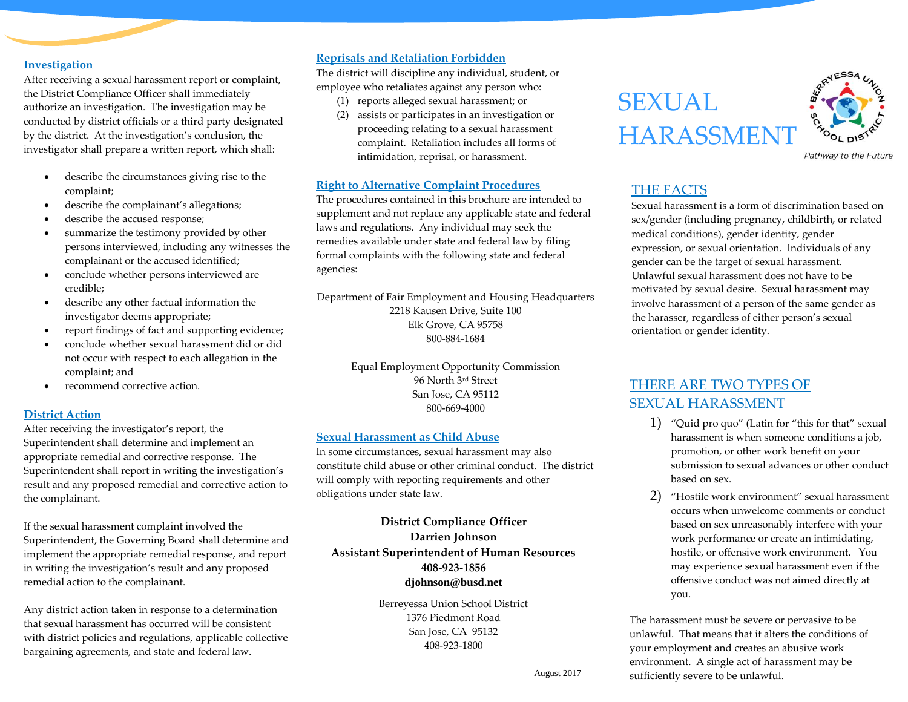## Investigation

After receiving a sexual harassment report or complaint, the District Compliance Officer shall immediately authorize an investigation. The investigation may be conducted by district officials or a third party designated by the district. At the investigation's conclusion, the investigator shall prepare a written report, which shall:

- describe the circumstances giving rise to the complaint;
- describe the complainant's allegations;
- describe the accused response;
- summarize the testimony provided by other persons interviewed, including any witnesses the complainant or the accused identified;
- conclude whether persons interviewed are credible;
- describe any other factual information the investigator deems appropriate;
- report findings of fact and supporting evidence;
- conclude whether sexual harassment did or did not occur with respect to each allegation in the complaint; and
- recommend corrective action.

## District Action

After receiving the investigator's report, the Superintendent shall determine and implement an appropriate remedial and corrective response. The Superintendent shall report in writing the investigation's result and any proposed remedial and corrective action to the complainant.

If the sexual harassment complaint involved the Superintendent, the Governing Board shall determine and implement the appropriate remedial response, and report in writing the investigation's result and any proposed remedial action to the complainant.

Any district action taken in response to a determination that sexual harassment has occurred will be consistent with district policies and regulations, applicable collective bargaining agreements, and state and federal law.

## Reprisals and Retaliation Forbidden

The district will discipline any individual, student, or employee who retaliates against any person who:

(1) reports alleged sexual harassment; or
(2) assists or participates in an investigation or proceeding relating to a sexual harassment complaint. Retaliation includes all forms of intimidation, reprisal, or harassment.

## Right to Alternative Complaint Procedures

The procedures contained in this brochure are intended to supplement and not replace any applicable state and federal laws and regulations. Any individual may seek the remedies available under state and federal law by filing formal complaints with the following state and federal agencies:

Department of Fair Employment and Housing Headquarters
2218 Kausen Drive, Suite 100
Elk Grove, CA 95758
800-884-1684

Equal Employment Opportunity Commission
96 North 3rd Street
San Jose, CA 95112
800-669-4000

## Sexual Harassment as Child Abuse

In some circumstances, sexual harassment may also constitute child abuse or other criminal conduct. The district will comply with reporting requirements and other obligations under state law.

**District Compliance Officer**
**Darrien Johnson**
**Assistant Superintendent of Human Resources**
**408-923-1856**
**djohnson@busd.net**

Berreyessa Union School District
1376 Piedmont Road
San Jose, CA 95132
408-923-1800

August 2017

# SEXUAL HARASSMENT

Berryessa Union School District
*Pathway to the Future*

## THE FACTS

Sexual harassment is a form of discrimination based on sex/gender (including pregnancy, childbirth, or related medical conditions), gender identity, gender expression, or sexual orientation. Individuals of any gender can be the target of sexual harassment. Unlawful sexual harassment does not have to be motivated by sexual desire. Sexual harassment may involve harassment of a person of the same gender as the harasser, regardless of either person's sexual orientation or gender identity.

## THERE ARE TWO TYPES OF SEXUAL HARASSMENT

1) "Quid pro quo" (Latin for "this for that" sexual harassment is when someone conditions a job, promotion, or other work benefit on your submission to sexual advances or other conduct based on sex.
2) "Hostile work environment" sexual harassment occurs when unwelcome comments or conduct based on sex unreasonably interfere with your work performance or create an intimidating, hostile, or offensive work environment. You may experience sexual harassment even if the offensive conduct was not aimed directly at you.

The harassment must be severe or pervasive to be unlawful. That means that it alters the conditions of your employment and creates an abusive work environment. A single act of harassment may be sufficiently severe to be unlawful.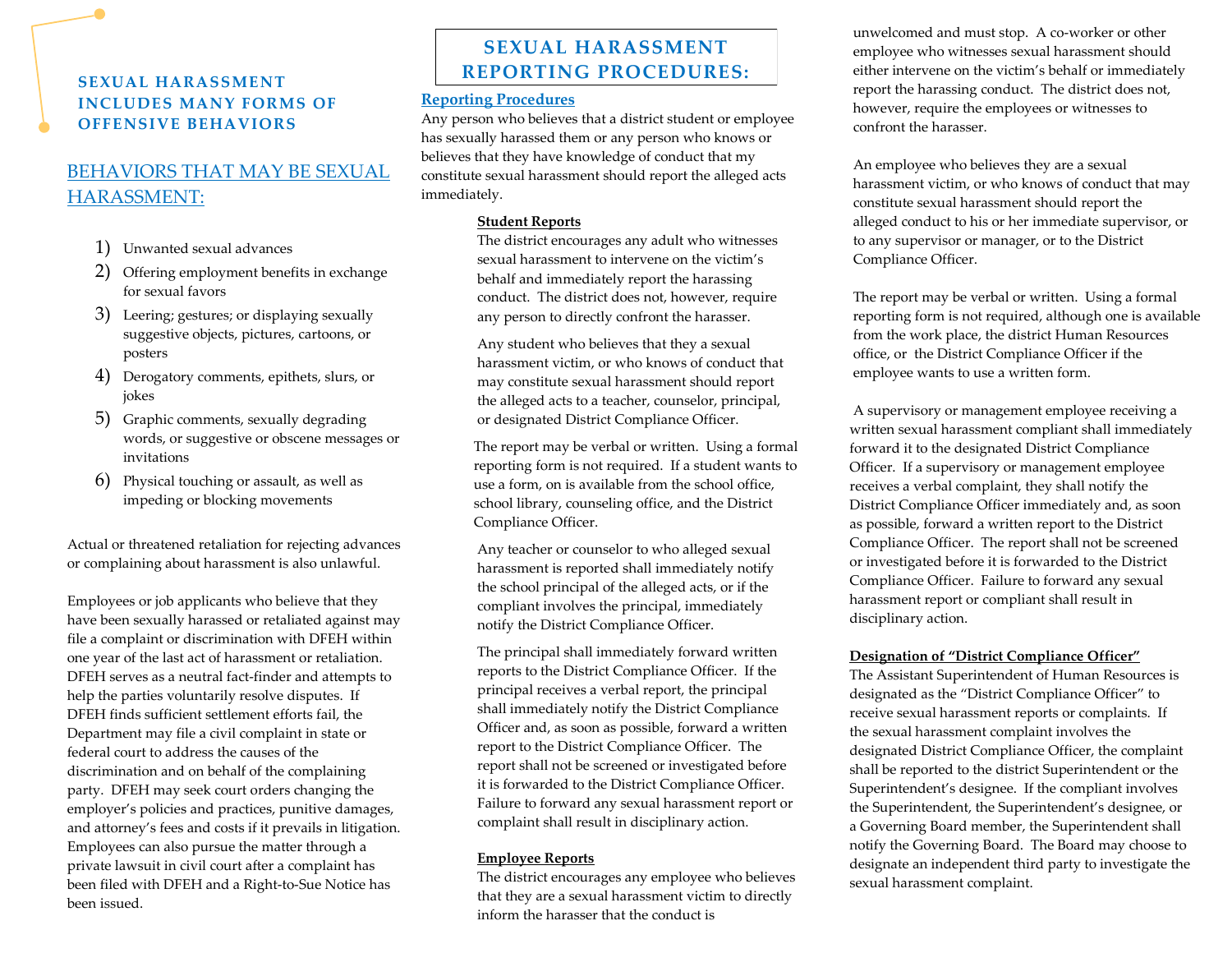## SEXUAL HARASSMENT INCLUDES MANY FORMS OF OFFENSIVE BEHAVIORS

### BEHAVIORS THAT MAY BE SEXUAL HARASSMENT:

1) Unwanted sexual advances
2) Offering employment benefits in exchange for sexual favors
3) Leering; gestures; or displaying sexually suggestive objects, pictures, cartoons, or posters
4) Derogatory comments, epithets, slurs, or jokes
5) Graphic comments, sexually degrading words, or suggestive or obscene messages or invitations
6) Physical touching or assault, as well as impeding or blocking movements

Actual or threatened retaliation for rejecting advances or complaining about harassment is also unlawful.

Employees or job applicants who believe that they have been sexually harassed or retaliated against may file a complaint or discrimination with DFEH within one year of the last act of harassment or retaliation. DFEH serves as a neutral fact-finder and attempts to help the parties voluntarily resolve disputes. If DFEH finds sufficient settlement efforts fail, the Department may file a civil complaint in state or federal court to address the causes of the discrimination and on behalf of the complaining party. DFEH may seek court orders changing the employer's policies and practices, punitive damages, and attorney's fees and costs if it prevails in litigation. Employees can also pursue the matter through a private lawsuit in civil court after a complaint has been filed with DFEH and a Right-to-Sue Notice has been issued.

## SEXUAL HARASSMENT REPORTING PROCEDURES:

### Reporting Procedures

Any person who believes that a district student or employee has sexually harassed them or any person who knows or believes that they have knowledge of conduct that my constitute sexual harassment should report the alleged acts immediately.

**Student Reports**

The district encourages any adult who witnesses sexual harassment to intervene on the victim's behalf and immediately report the harassing conduct. The district does not, however, require any person to directly confront the harasser.

Any student who believes that they a sexual harassment victim, or who knows of conduct that may constitute sexual harassment should report the alleged acts to a teacher, counselor, principal, or designated District Compliance Officer.

The report may be verbal or written. Using a formal reporting form is not required. If a student wants to use a form, on is available from the school office, school library, counseling office, and the District Compliance Officer.

Any teacher or counselor to who alleged sexual harassment is reported shall immediately notify the school principal of the alleged acts, or if the compliant involves the principal, immediately notify the District Compliance Officer.

The principal shall immediately forward written reports to the District Compliance Officer. If the principal receives a verbal report, the principal shall immediately notify the District Compliance Officer and, as soon as possible, forward a written report to the District Compliance Officer. The report shall not be screened or investigated before it is forwarded to the District Compliance Officer. Failure to forward any sexual harassment report or complaint shall result in disciplinary action.

**Employee Reports**

The district encourages any employee who believes that they are a sexual harassment victim to directly inform the harasser that the conduct is unwelcomed and must stop. A co-worker or other employee who witnesses sexual harassment should either intervene on the victim's behalf or immediately report the harassing conduct. The district does not, however, require the employees or witnesses to confront the harasser.

An employee who believes they are a sexual harassment victim, or who knows of conduct that may constitute sexual harassment should report the alleged conduct to his or her immediate supervisor, or to any supervisor or manager, or to the District Compliance Officer.

The report may be verbal or written. Using a formal reporting form is not required, although one is available from the work place, the district Human Resources office, or the District Compliance Officer if the employee wants to use a written form.

A supervisory or management employee receiving a written sexual harassment compliant shall immediately forward it to the designated District Compliance Officer. If a supervisory or management employee receives a verbal complaint, they shall notify the District Compliance Officer immediately and, as soon as possible, forward a written report to the District Compliance Officer. The report shall not be screened or investigated before it is forwarded to the District Compliance Officer. Failure to forward any sexual harassment report or compliant shall result in disciplinary action.

**Designation of "District Compliance Officer"**

The Assistant Superintendent of Human Resources is designated as the "District Compliance Officer" to receive sexual harassment reports or complaints. If the sexual harassment complaint involves the designated District Compliance Officer, the complaint shall be reported to the district Superintendent or the Superintendent's designee. If the compliant involves the Superintendent, the Superintendent's designee, or a Governing Board member, the Superintendent shall notify the Governing Board. The Board may choose to designate an independent third party to investigate the sexual harassment complaint.